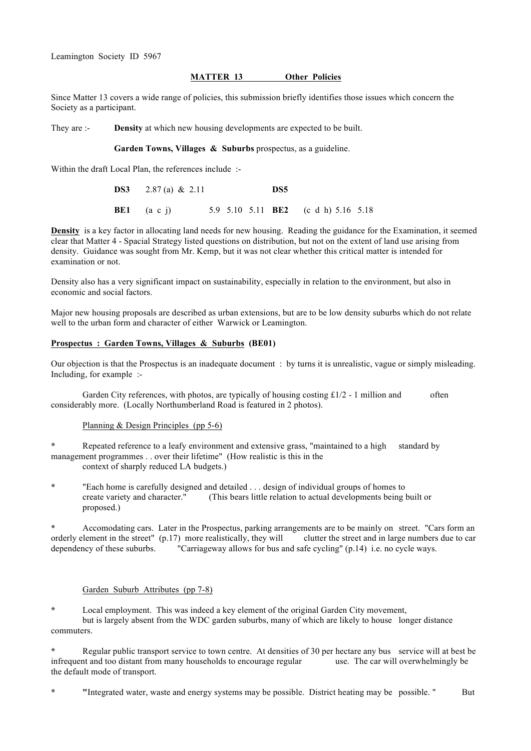Leamington Society ID 5967

## MATTER 13 Other Policies

Since Matter 13 covers a wide range of policies, this submission briefly identifies those issues which concern the Society as a participant.

They are :- **Density** at which new housing developments are expected to be built.

**Garden Towns, Villages & Suburbs** prospectus, as a guideline.

Within the draft Local Plan, the references include :-

**DS3** 2.87 (a) & 2.11 **DS5**

**BE1** (a c j) 5.9 5.10 5.11 **BE2** (c d h) 5.16 5.18

**Density** is a key factor in allocating land needs for new housing. Reading the guidance for the Examination, it seemed clear that Matter 4 - Spacial Strategy listed questions on distribution, but not on the extent of land use arising from density. Guidance was sought from Mr. Kemp, but it was not clear whether this critical matter is intended for examination or not.

Density also has a very significant impact on sustainability, especially in relation to the environment, but also in economic and social factors.

Major new housing proposals are described as urban extensions, but are to be low density suburbs which do not relate well to the urban form and character of either Warwick or Leamington.

### Prospectus : Garden Towns, Villages & Suburbs (BE01)

Our objection is that the Prospectus is an inadequate document : by turns it is unrealistic, vague or simply misleading. Including, for example :-

Garden City references, with photos, are typically of housing costing £1/2 - 1 million and often considerably more. (Locally Northumberland Road is featured in 2 photos).

Planning & Design Principles (pp 5-6)

* Repeated reference to a leafy environment and extensive grass, "maintained to a high standard by management programmes . . over their lifetime" (How realistic is this in the context of sharply reduced LA budgets.)

* "Each home is carefully designed and detailed . . . design of individual groups of homes to create variety and character." (This bears little relation to actual developments being built or proposed.)

* Accomodating cars. Later in the Prospectus, parking arrangements are to be mainly on street. "Cars form an orderly element in the street" (p.17) more realistically, they will clutter the street and in large numbers due to car dependency of these suburbs. "Carriageway allows for bus and safe cycling" (p.14) i.e. no cycle ways.

Garden Suburb Attributes (pp 7-8)

* Local employment. This was indeed a key element of the original Garden City movement, but is largely absent from the WDC garden suburbs, many of which are likely to house longer distance commuters.

* Regular public transport service to town centre. At densities of 30 per hectare any bus service will at best be infrequent and too distant from many households to encourage regular use. The car will overwhelmingly be the default mode of transport.

* "Integrated water, waste and energy systems may be possible. District heating may be possible. " But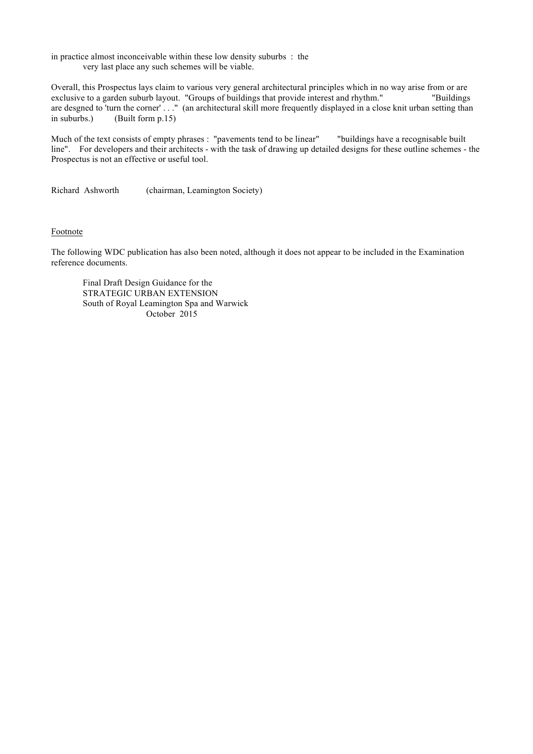in practice almost inconceivable within these low density suburbs : the very last place any such schemes will be viable.

Overall, this Prospectus lays claim to various very general architectural principles which in no way arise from or are exclusive to a garden suburb layout. "Groups of buildings that provide interest and rhythm." "Buildings are desgned to 'turn the corner' . . ." (an architectural skill more frequently displayed in a close knit urban setting than in suburbs.) (Built form p.15)

Much of the text consists of empty phrases : "pavements tend to be linear" "buildings have a recognisable built line". For developers and their architects - with the task of drawing up detailed designs for these outline schemes - the Prospectus is not an effective or useful tool.

Richard Ashworth (chairman, Leamington Society)

<u>Footnote</u>

The following WDC publication has also been noted, although it does not appear to be included in the Examination reference documents.

Final Draft Design Guidance for the
STRATEGIC URBAN EXTENSION
South of Royal Leamington Spa and Warwick
October 2015